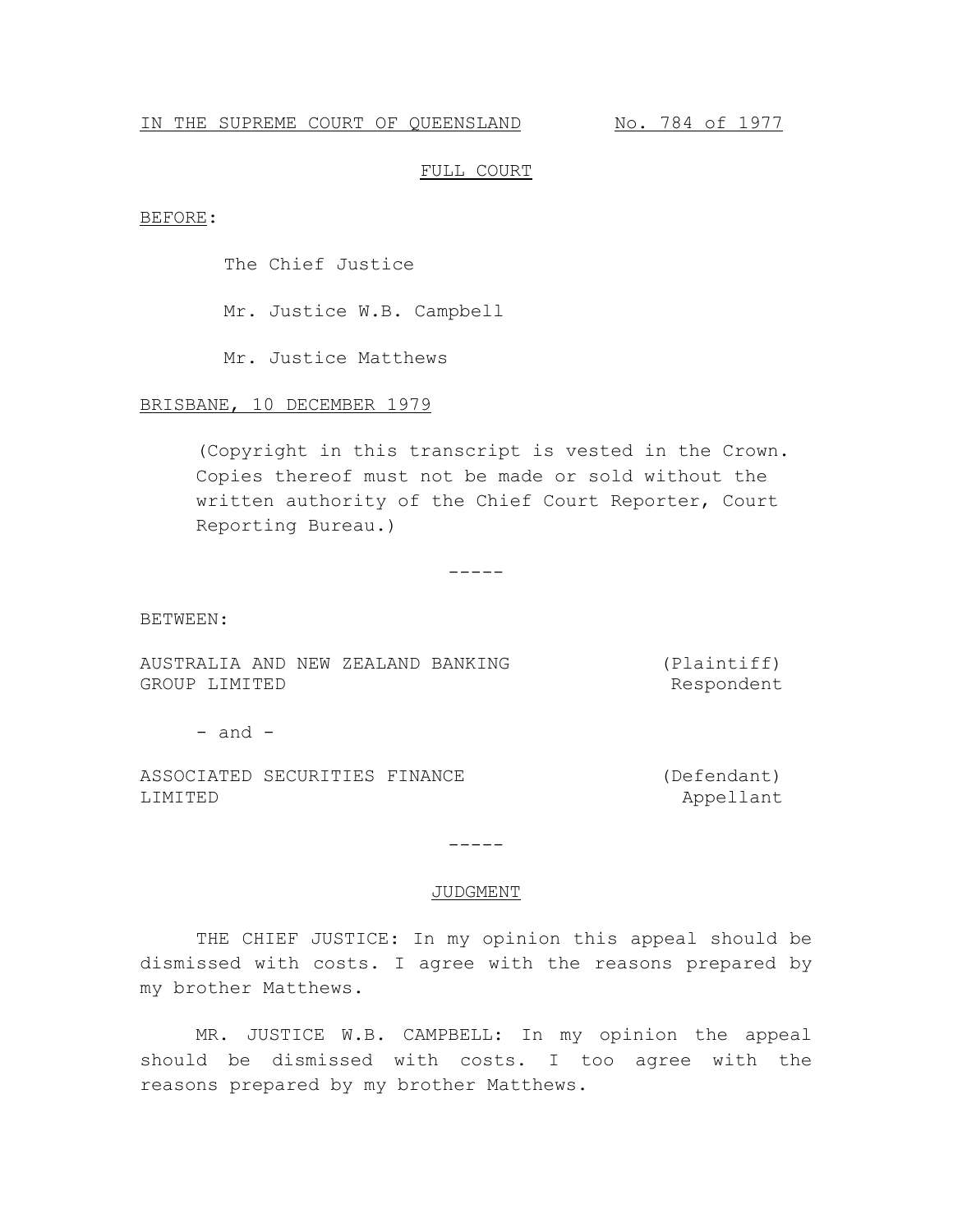IN THE SUPREME COURT OF QUEENSLAND No. 784 of 1977

FULL COURT

BEFORE:

The Chief Justice

Mr. Justice W.B. Campbell

Mr. Justice Matthews

BRISBANE, 10 DECEMBER 1979

(Copyright in this transcript is vested in the Crown. Copies thereof must not be made or sold without the written authority of the Chief Court Reporter, Court Reporting Bureau.)

-----

BETWEEN:

AUSTRALIA AND NEW ZEALAND BANKING GROUP LIMITED (Plaintiff) Respondent

- and -

ASSOCIATED SECURITIES FINANCE LIMITED (Defendant) Appellant

-----

JUDGMENT

THE CHIEF JUSTICE: In my opinion this appeal should be dismissed with costs. I agree with the reasons prepared by my brother Matthews.

MR. JUSTICE W.B. CAMPBELL: In my opinion the appeal should be dismissed with costs. I too agree with the reasons prepared by my brother Matthews.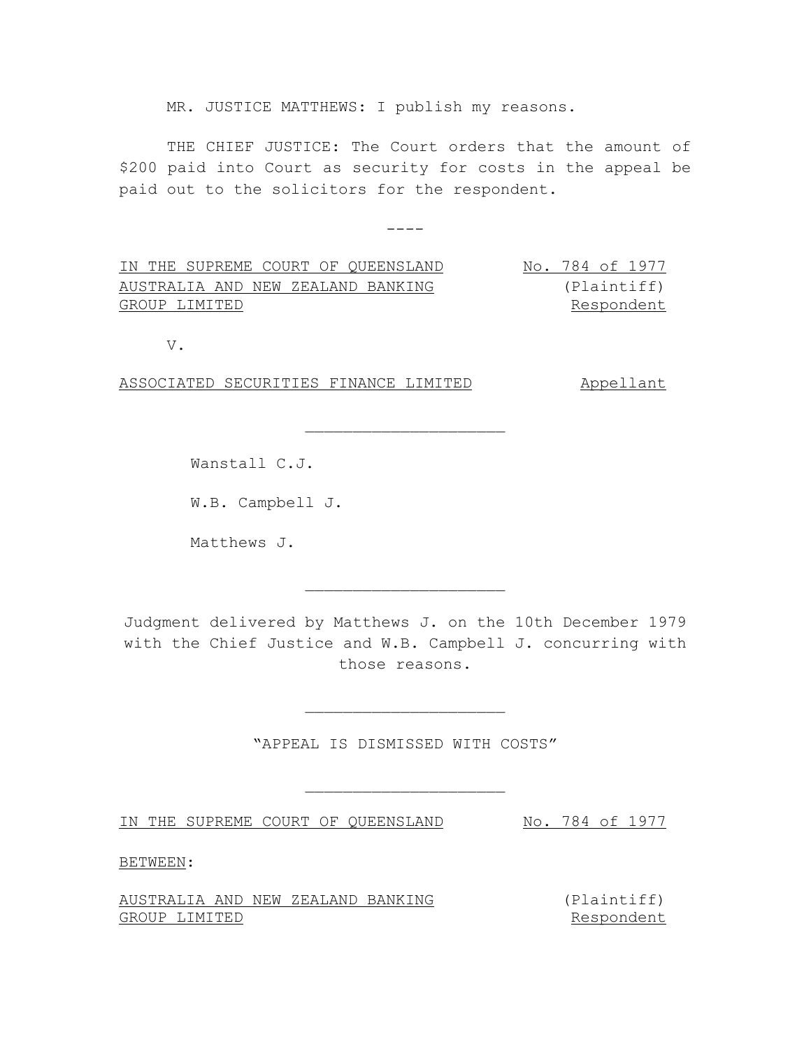MR. JUSTICE MATTHEWS: I publish my reasons.

THE CHIEF JUSTICE: The Court orders that the amount of $200 paid into Court as security for costs in the appeal be paid out to the solicitors for the respondent.

----

IN THE SUPREME COURT OF QUEENSLAND — No. 784 of 1977

AUSTRALIA AND NEW ZEALAND BANKING GROUP LIMITED — (Plaintiff) Respondent

V.

ASSOCIATED SECURITIES FINANCE LIMITED — Appellant

---

Wanstall C.J.

W.B. Campbell J.

Matthews J.

---

Judgment delivered by Matthews J. on the 10th December 1979 with the Chief Justice and W.B. Campbell J. concurring with those reasons.

---

"APPEAL IS DISMISSED WITH COSTS"

---

IN THE SUPREME COURT OF QUEENSLAND — No. 784 of 1977

BETWEEN:

AUSTRALIA AND NEW ZEALAND BANKING GROUP LIMITED — (Plaintiff) Respondent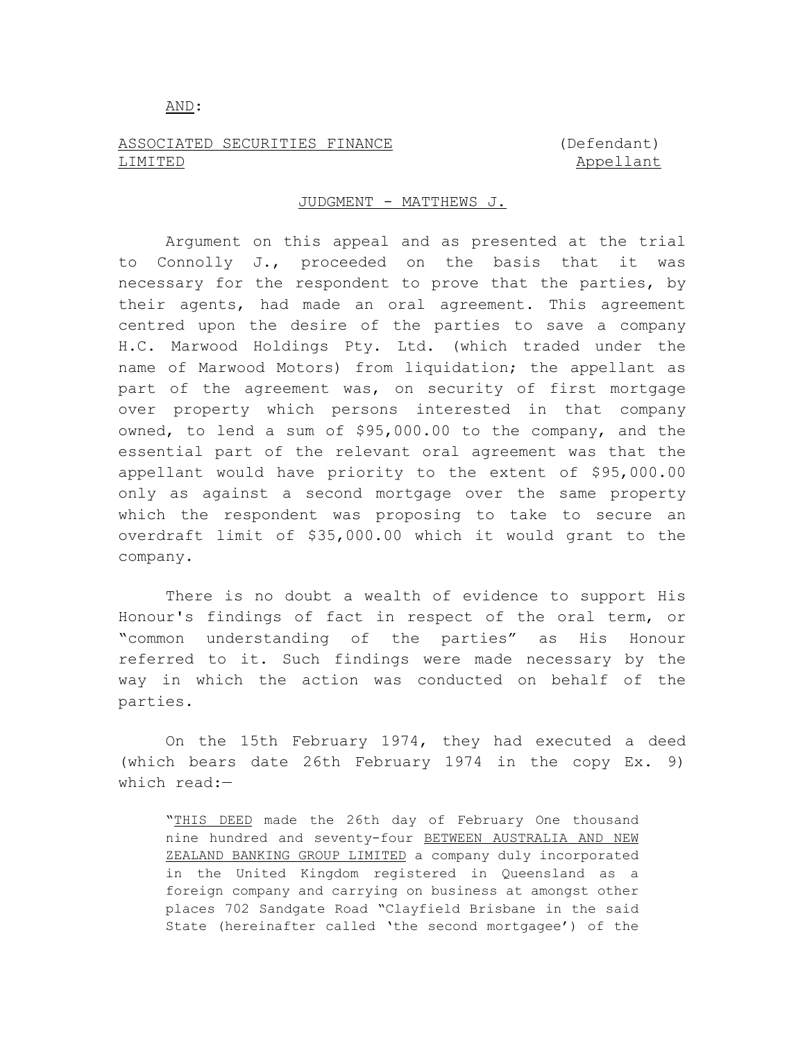AND:

ASSOCIATED SECURITIES FINANCE LIMITED (Defendant) Appellant

JUDGMENT - MATTHEWS J.

Argument on this appeal and as presented at the trial to Connolly J., proceeded on the basis that it was necessary for the respondent to prove that the parties, by their agents, had made an oral agreement. This agreement centred upon the desire of the parties to save a company H.C. Marwood Holdings Pty. Ltd. (which traded under the name of Marwood Motors) from liquidation; the appellant as part of the agreement was, on security of first mortgage over property which persons interested in that company owned, to lend a sum of $95,000.00 to the company, and the essential part of the relevant oral agreement was that the appellant would have priority to the extent of $95,000.00 only as against a second mortgage over the same property which the respondent was proposing to take to secure an overdraft limit of $35,000.00 which it would grant to the company.

There is no doubt a wealth of evidence to support His Honour's findings of fact in respect of the oral term, or "common understanding of the parties" as His Honour referred to it. Such findings were made necessary by the way in which the action was conducted on behalf of the parties.

On the 15th February 1974, they had executed a deed (which bears date 26th February 1974 in the copy Ex. 9) which read:—

> "THIS DEED made the 26th day of February One thousand nine hundred and seventy-four BETWEEN AUSTRALIA AND NEW ZEALAND BANKING GROUP LIMITED a company duly incorporated in the United Kingdom registered in Queensland as a foreign company and carrying on business at amongst other places 702 Sandgate Road "Clayfield Brisbane in the said State (hereinafter called 'the second mortgagee') of the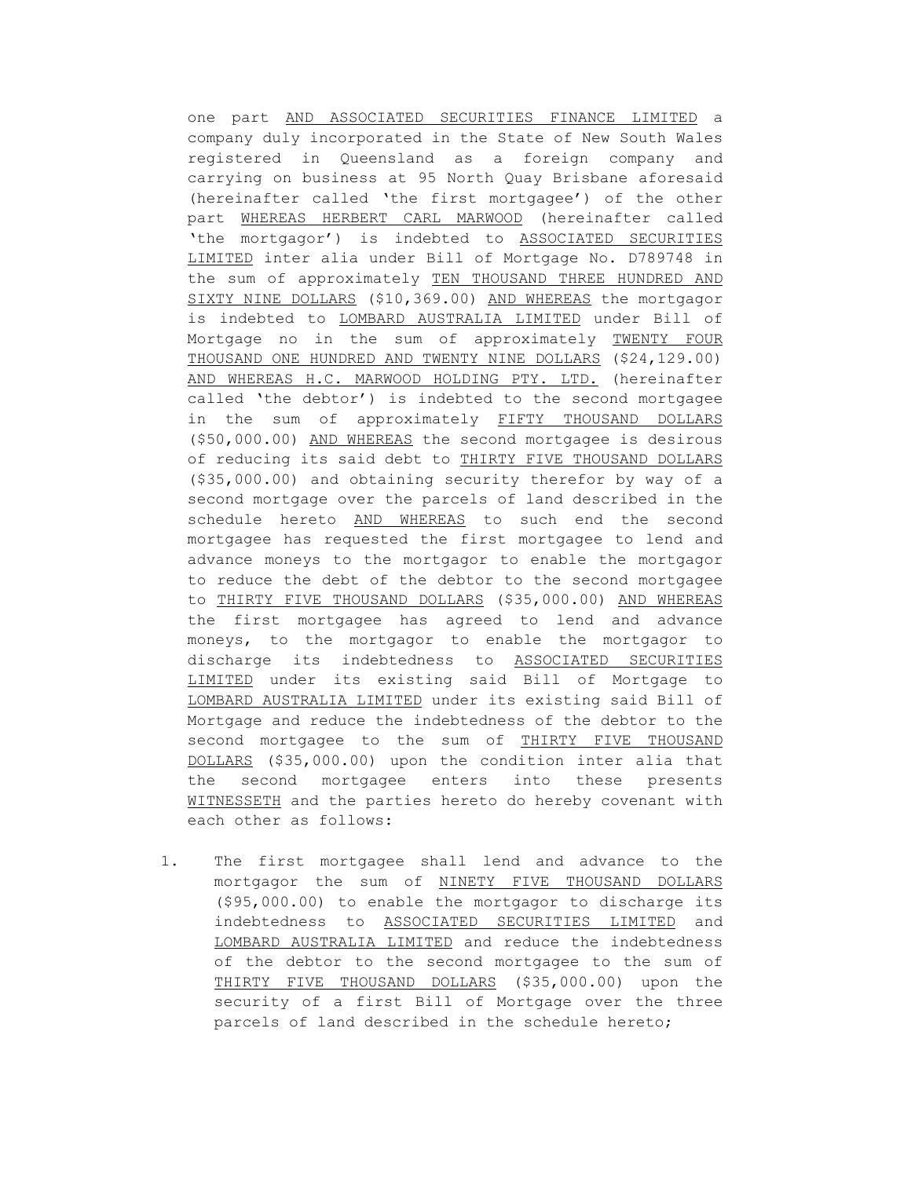one part <u>AND ASSOCIATED SECURITIES FINANCE LIMITED</u> a company duly incorporated in the State of New South Wales registered in Queensland as a foreign company and carrying on business at 95 North Quay Brisbane aforesaid (hereinafter called 'the first mortgagee') of the other part <u>WHEREAS HERBERT CARL MARWOOD</u> (hereinafter called 'the mortgagor') is indebted to <u>ASSOCIATED SECURITIES LIMITED</u> inter alia under Bill of Mortgage No. D789748 in the sum of approximately <u>TEN THOUSAND THREE HUNDRED AND SIXTY NINE DOLLARS</u> (\$10,369.00) <u>AND WHEREAS</u> the mortgagor is indebted to <u>LOMBARD AUSTRALIA LIMITED</u> under Bill of Mortgage no in the sum of approximately <u>TWENTY FOUR THOUSAND ONE HUNDRED AND TWENTY NINE DOLLARS</u> (\$24,129.00) <u>AND WHEREAS H.C. MARWOOD HOLDING PTY. LTD.</u> (hereinafter called 'the debtor') is indebted to the second mortgagee in the sum of approximately <u>FIFTY THOUSAND DOLLARS</u> (\$50,000.00) <u>AND WHEREAS</u> the second mortgagee is desirous of reducing its said debt to <u>THIRTY FIVE THOUSAND DOLLARS</u> (\$35,000.00) and obtaining security therefor by way of a second mortgage over the parcels of land described in the schedule hereto <u>AND WHEREAS</u> to such end the second mortgagee has requested the first mortgagee to lend and advance moneys to the mortgagor to enable the mortgagor to reduce the debt of the debtor to the second mortgagee to <u>THIRTY FIVE THOUSAND DOLLARS</u> (\$35,000.00) <u>AND WHEREAS</u> the first mortgagee has agreed to lend and advance moneys, to the mortgagor to enable the mortgagor to discharge its indebtedness to <u>ASSOCIATED SECURITIES LIMITED</u> under its existing said Bill of Mortgage to <u>LOMBARD AUSTRALIA LIMITED</u> under its existing said Bill of Mortgage and reduce the indebtedness of the debtor to the second mortgagee to the sum of <u>THIRTY FIVE THOUSAND DOLLARS</u> (\$35,000.00) upon the condition inter alia that the second mortgagee enters into these presents <u>WITNESSETH</u> and the parties hereto do hereby covenant with each other as follows:

1. The first mortgagee shall lend and advance to the mortgagor the sum of <u>NINETY FIVE THOUSAND DOLLARS</u> (\$95,000.00) to enable the mortgagor to discharge its indebtedness to <u>ASSOCIATED SECURITIES LIMITED</u> and <u>LOMBARD AUSTRALIA LIMITED</u> and reduce the indebtedness of the debtor to the second mortgagee to the sum of <u>THIRTY FIVE THOUSAND DOLLARS</u> (\$35,000.00) upon the security of a first Bill of Mortgage over the three parcels of land described in the schedule hereto;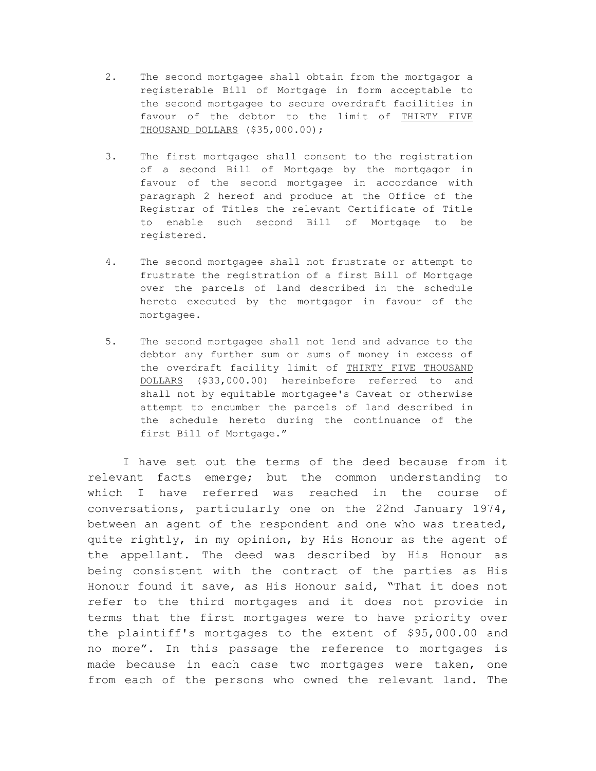2. The second mortgagee shall obtain from the mortgagor a registerable Bill of Mortgage in form acceptable to the second mortgagee to secure overdraft facilities in favour of the debtor to the limit of <u>THIRTY FIVE THOUSAND DOLLARS</u> ($35,000.00);

3. The first mortgagee shall consent to the registration of a second Bill of Mortgage by the mortgagor in favour of the second mortgagee in accordance with paragraph 2 hereof and produce at the Office of the Registrar of Titles the relevant Certificate of Title to enable such second Bill of Mortgage to be registered.

4. The second mortgagee shall not frustrate or attempt to frustrate the registration of a first Bill of Mortgage over the parcels of land described in the schedule hereto executed by the mortgagor in favour of the mortgagee.

5. The second mortgagee shall not lend and advance to the debtor any further sum or sums of money in excess of the overdraft facility limit of <u>THIRTY FIVE THOUSAND DOLLARS</u> ($33,000.00) hereinbefore referred to and shall not by equitable mortgagee's Caveat or otherwise attempt to encumber the parcels of land described in the schedule hereto during the continuance of the first Bill of Mortgage."

I have set out the terms of the deed because from it relevant facts emerge; but the common understanding to which I have referred was reached in the course of conversations, particularly one on the 22nd January 1974, between an agent of the respondent and one who was treated, quite rightly, in my opinion, by His Honour as the agent of the appellant. The deed was described by His Honour as being consistent with the contract of the parties as His Honour found it save, as His Honour said, "That it does not refer to the third mortgages and it does not provide in terms that the first mortgages were to have priority over the plaintiff's mortgages to the extent of $95,000.00 and no more". In this passage the reference to mortgages is made because in each case two mortgages were taken, one from each of the persons who owned the relevant land. The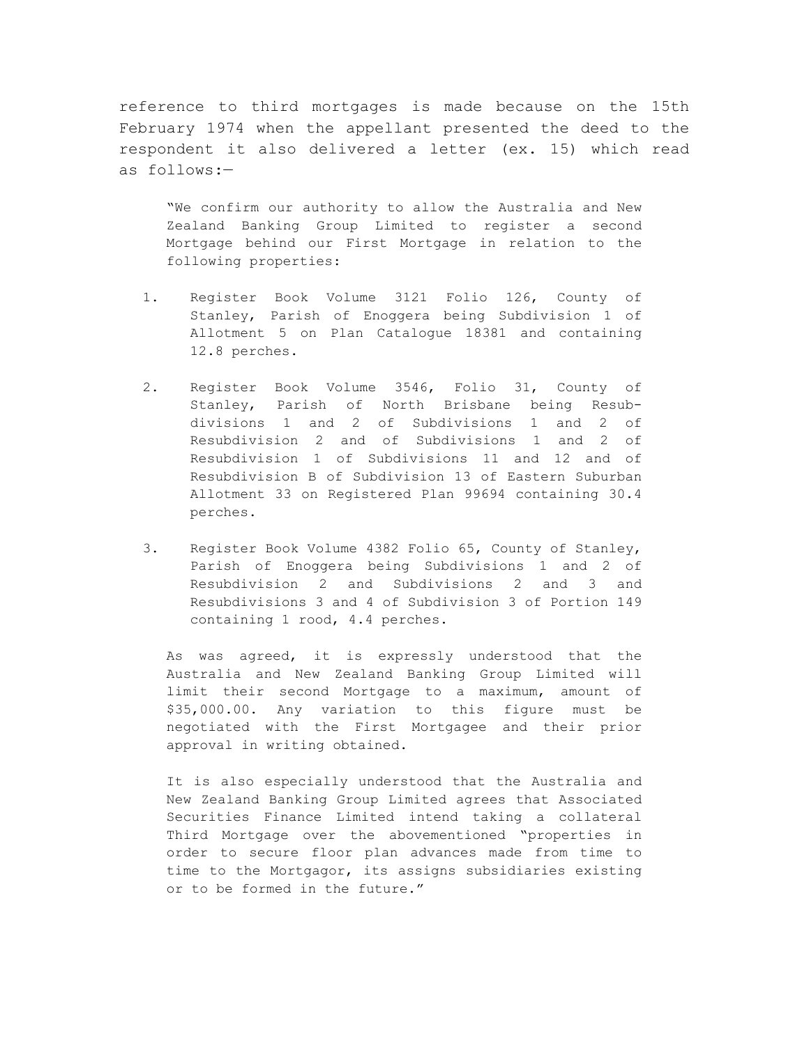reference to third mortgages is made because on the 15th February 1974 when the appellant presented the deed to the respondent it also delivered a letter (ex. 15) which read as follows:—

> "We confirm our authority to allow the Australia and New Zealand Banking Group Limited to register a second Mortgage behind our First Mortgage in relation to the following properties:
>
> 1. Register Book Volume 3121 Folio 126, County of Stanley, Parish of Enoggera being Subdivision 1 of Allotment 5 on Plan Catalogue 18381 and containing 12.8 perches.
>
> 2. Register Book Volume 3546, Folio 31, County of Stanley, Parish of North Brisbane being Resubdivisions 1 and 2 of Subdivisions 1 and 2 of Resubdivision 2 and of Subdivisions 1 and 2 of Resubdivision 1 of Subdivisions 11 and 12 and of Resubdivision B of Subdivision 13 of Eastern Suburban Allotment 33 on Registered Plan 99694 containing 30.4 perches.
>
> 3. Register Book Volume 4382 Folio 65, County of Stanley, Parish of Enoggera being Subdivisions 1 and 2 of Resubdivision 2 and Subdivisions 2 and 3 and Resubdivisions 3 and 4 of Subdivision 3 of Portion 149 containing 1 rood, 4.4 perches.
>
> As was agreed, it is expressly understood that the Australia and New Zealand Banking Group Limited will limit their second Mortgage to a maximum, amount of $35,000.00. Any variation to this figure must be negotiated with the First Mortgagee and their prior approval in writing obtained.
>
> It is also especially understood that the Australia and New Zealand Banking Group Limited agrees that Associated Securities Finance Limited intend taking a collateral Third Mortgage over the abovementioned "properties in order to secure floor plan advances made from time to time to the Mortgagor, its assigns subsidiaries existing or to be formed in the future."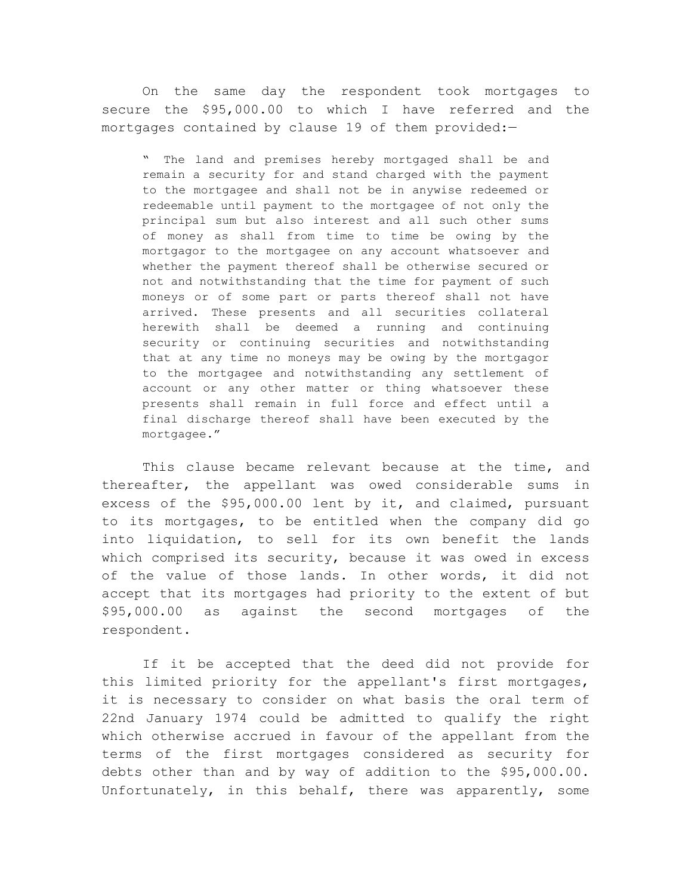On the same day the respondent took mortgages to secure the $95,000.00 to which I have referred and the mortgages contained by clause 19 of them provided:—

> " The land and premises hereby mortgaged shall be and remain a security for and stand charged with the payment to the mortgagee and shall not be in anywise redeemed or redeemable until payment to the mortgagee of not only the principal sum but also interest and all such other sums of money as shall from time to time be owing by the mortgagor to the mortgagee on any account whatsoever and whether the payment thereof shall be otherwise secured or not and notwithstanding that the time for payment of such moneys or of some part or parts thereof shall not have arrived. These presents and all securities collateral herewith shall be deemed a running and continuing security or continuing securities and notwithstanding that at any time no moneys may be owing by the mortgagor to the mortgagee and notwithstanding any settlement of account or any other matter or thing whatsoever these presents shall remain in full force and effect until a final discharge thereof shall have been executed by the mortgagee."

This clause became relevant because at the time, and thereafter, the appellant was owed considerable sums in excess of the $95,000.00 lent by it, and claimed, pursuant to its mortgages, to be entitled when the company did go into liquidation, to sell for its own benefit the lands which comprised its security, because it was owed in excess of the value of those lands. In other words, it did not accept that its mortgages had priority to the extent of but $95,000.00 as against the second mortgages of the respondent.

If it be accepted that the deed did not provide for this limited priority for the appellant's first mortgages, it is necessary to consider on what basis the oral term of 22nd January 1974 could be admitted to qualify the right which otherwise accrued in favour of the appellant from the terms of the first mortgages considered as security for debts other than and by way of addition to the $95,000.00. Unfortunately, in this behalf, there was apparently, some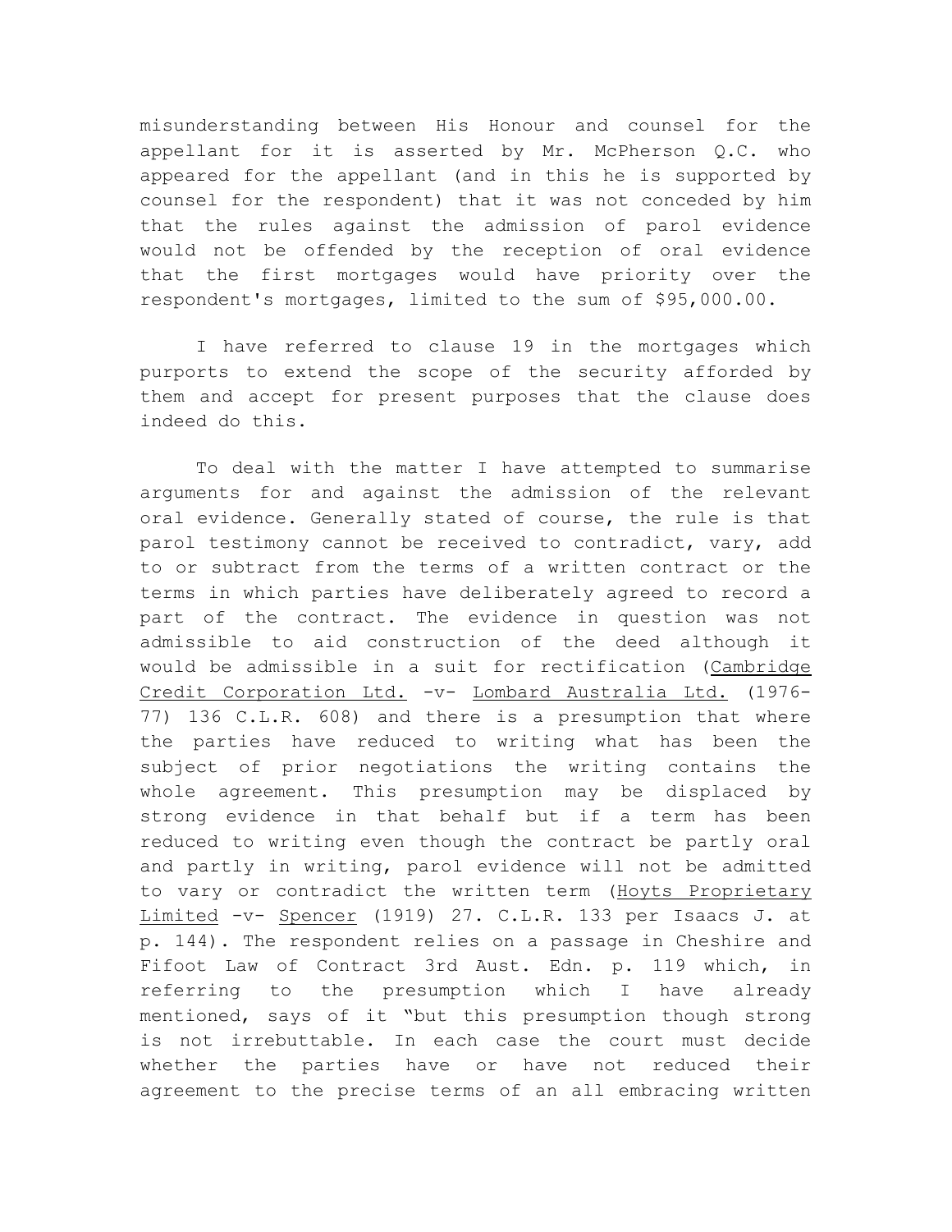misunderstanding between His Honour and counsel for the appellant for it is asserted by Mr. McPherson Q.C. who appeared for the appellant (and in this he is supported by counsel for the respondent) that it was not conceded by him that the rules against the admission of parol evidence would not be offended by the reception of oral evidence that the first mortgages would have priority over the respondent's mortgages, limited to the sum of $95,000.00.

I have referred to clause 19 in the mortgages which purports to extend the scope of the security afforded by them and accept for present purposes that the clause does indeed do this.

To deal with the matter I have attempted to summarise arguments for and against the admission of the relevant oral evidence. Generally stated of course, the rule is that parol testimony cannot be received to contradict, vary, add to or subtract from the terms of a written contract or the terms in which parties have deliberately agreed to record a part of the contract. The evidence in question was not admissible to aid construction of the deed although it would be admissible in a suit for rectification (Cambridge Credit Corporation Ltd. -v- Lombard Australia Ltd. (1976-77) 136 C.L.R. 608) and there is a presumption that where the parties have reduced to writing what has been the subject of prior negotiations the writing contains the whole agreement. This presumption may be displaced by strong evidence in that behalf but if a term has been reduced to writing even though the contract be partly oral and partly in writing, parol evidence will not be admitted to vary or contradict the written term (Hoyts Proprietary Limited -v- Spencer (1919) 27. C.L.R. 133 per Isaacs J. at p. 144). The respondent relies on a passage in Cheshire and Fifoot Law of Contract 3rd Aust. Edn. p. 119 which, in referring to the presumption which I have already mentioned, says of it "but this presumption though strong is not irrebuttable. In each case the court must decide whether the parties have or have not reduced their agreement to the precise terms of an all embracing written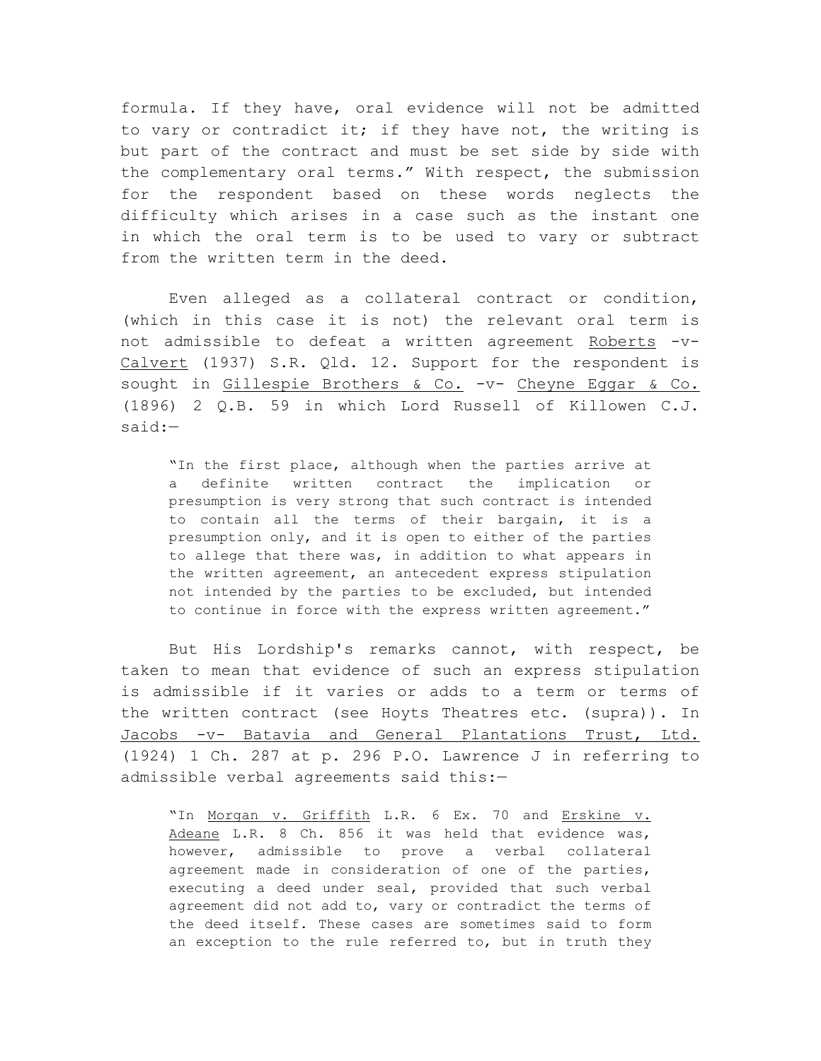formula. If they have, oral evidence will not be admitted to vary or contradict it; if they have not, the writing is but part of the contract and must be set side by side with the complementary oral terms." With respect, the submission for the respondent based on these words neglects the difficulty which arises in a case such as the instant one in which the oral term is to be used to vary or subtract from the written term in the deed.

Even alleged as a collateral contract or condition, (which in this case it is not) the relevant oral term is not admissible to defeat a written agreement <u>Roberts</u> -v- <u>Calvert</u> (1937) S.R. Qld. 12. Support for the respondent is sought in <u>Gillespie Brothers & Co.</u> -v- <u>Cheyne Eggar & Co.</u> (1896) 2 Q.B. 59 in which Lord Russell of Killowen C.J. said:—

> "In the first place, although when the parties arrive at a definite written contract the implication or presumption is very strong that such contract is intended to contain all the terms of their bargain, it is a presumption only, and it is open to either of the parties to allege that there was, in addition to what appears in the written agreement, an antecedent express stipulation not intended by the parties to be excluded, but intended to continue in force with the express written agreement."

But His Lordship's remarks cannot, with respect, be taken to mean that evidence of such an express stipulation is admissible if it varies or adds to a term or terms of the written contract (see Hoyts Theatres etc. (supra)). In <u>Jacobs -v- Batavia and General Plantations Trust, Ltd.</u> (1924) 1 Ch. 287 at p. 296 P.O. Lawrence J in referring to admissible verbal agreements said this:—

> "In <u>Morgan v. Griffith</u> L.R. 6 Ex. 70 and <u>Erskine v. Adeane</u> L.R. 8 Ch. 856 it was held that evidence was, however, admissible to prove a verbal collateral agreement made in consideration of one of the parties, executing a deed under seal, provided that such verbal agreement did not add to, vary or contradict the terms of the deed itself. These cases are sometimes said to form an exception to the rule referred to, but in truth they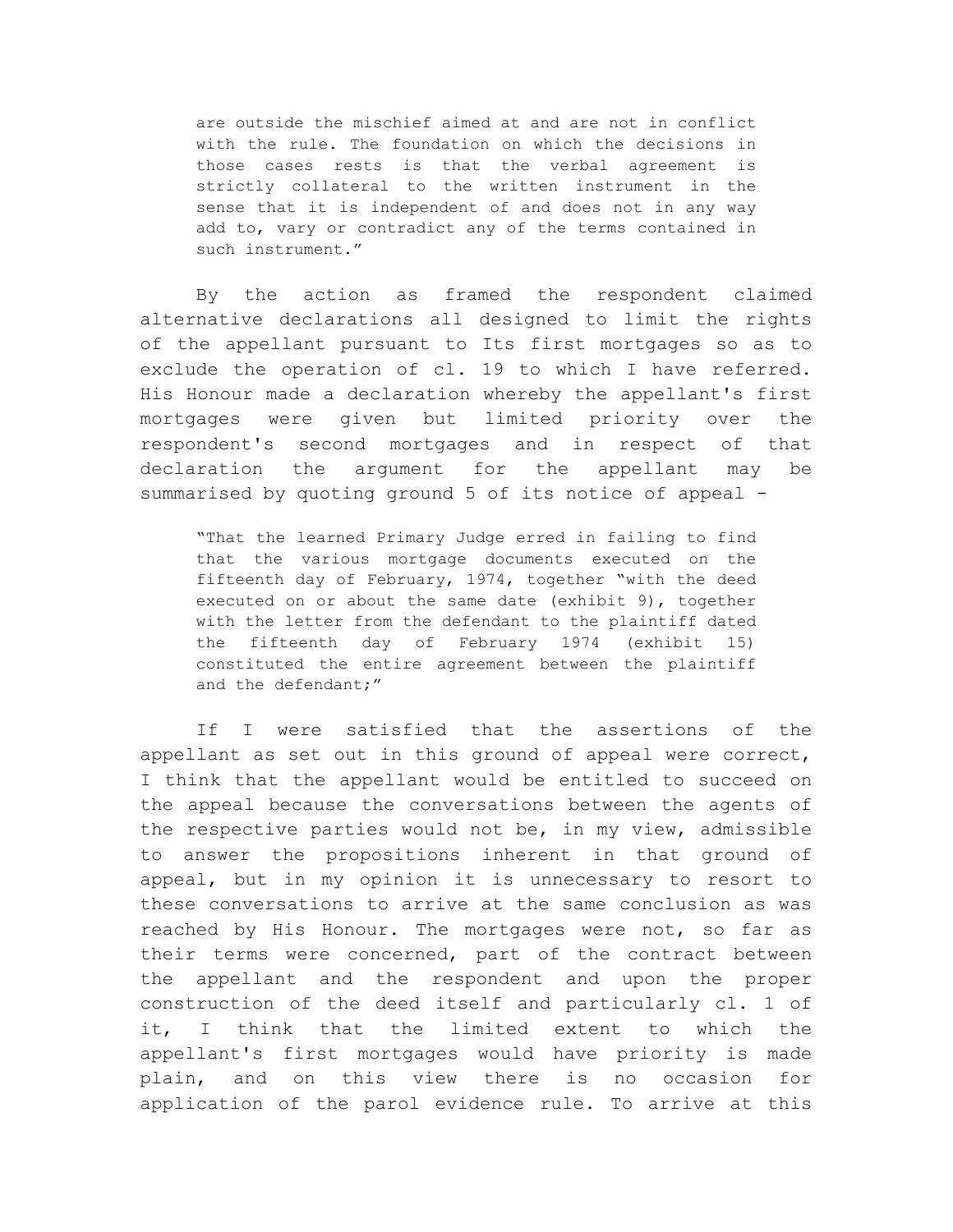> are outside the mischief aimed at and are not in conflict with the rule. The foundation on which the decisions in those cases rests is that the verbal agreement is strictly collateral to the written instrument in the sense that it is independent of and does not in any way add to, vary or contradict any of the terms contained in such instrument."

By the action as framed the respondent claimed alternative declarations all designed to limit the rights of the appellant pursuant to Its first mortgages so as to exclude the operation of cl. 19 to which I have referred. His Honour made a declaration whereby the appellant's first mortgages were given but limited priority over the respondent's second mortgages and in respect of that declaration the argument for the appellant may be summarised by quoting ground 5 of its notice of appeal -

> "That the learned Primary Judge erred in failing to find that the various mortgage documents executed on the fifteenth day of February, 1974, together "with the deed executed on or about the same date (exhibit 9), together with the letter from the defendant to the plaintiff dated the fifteenth day of February 1974 (exhibit 15) constituted the entire agreement between the plaintiff and the defendant;"

If I were satisfied that the assertions of the appellant as set out in this ground of appeal were correct, I think that the appellant would be entitled to succeed on the appeal because the conversations between the agents of the respective parties would not be, in my view, admissible to answer the propositions inherent in that ground of appeal, but in my opinion it is unnecessary to resort to these conversations to arrive at the same conclusion as was reached by His Honour. The mortgages were not, so far as their terms were concerned, part of the contract between the appellant and the respondent and upon the proper construction of the deed itself and particularly cl. 1 of it, I think that the limited extent to which the appellant's first mortgages would have priority is made plain, and on this view there is no occasion for application of the parol evidence rule. To arrive at this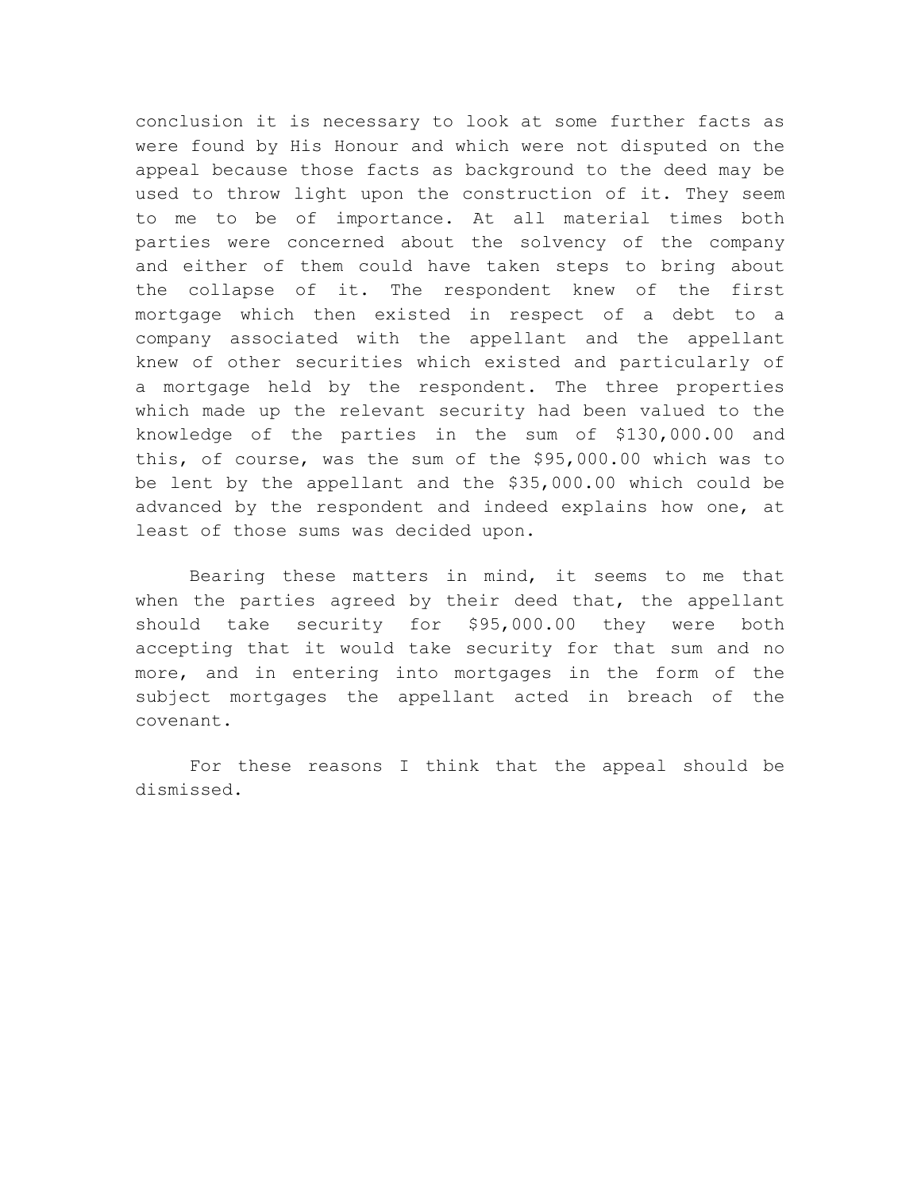conclusion it is necessary to look at some further facts as were found by His Honour and which were not disputed on the appeal because those facts as background to the deed may be used to throw light upon the construction of it. They seem to me to be of importance. At all material times both parties were concerned about the solvency of the company and either of them could have taken steps to bring about the collapse of it. The respondent knew of the first mortgage which then existed in respect of a debt to a company associated with the appellant and the appellant knew of other securities which existed and particularly of a mortgage held by the respondent. The three properties which made up the relevant security had been valued to the knowledge of the parties in the sum of $130,000.00 and this, of course, was the sum of the $95,000.00 which was to be lent by the appellant and the $35,000.00 which could be advanced by the respondent and indeed explains how one, at least of those sums was decided upon.

Bearing these matters in mind, it seems to me that when the parties agreed by their deed that, the appellant should take security for $95,000.00 they were both accepting that it would take security for that sum and no more, and in entering into mortgages in the form of the subject mortgages the appellant acted in breach of the covenant.

For these reasons I think that the appeal should be dismissed.